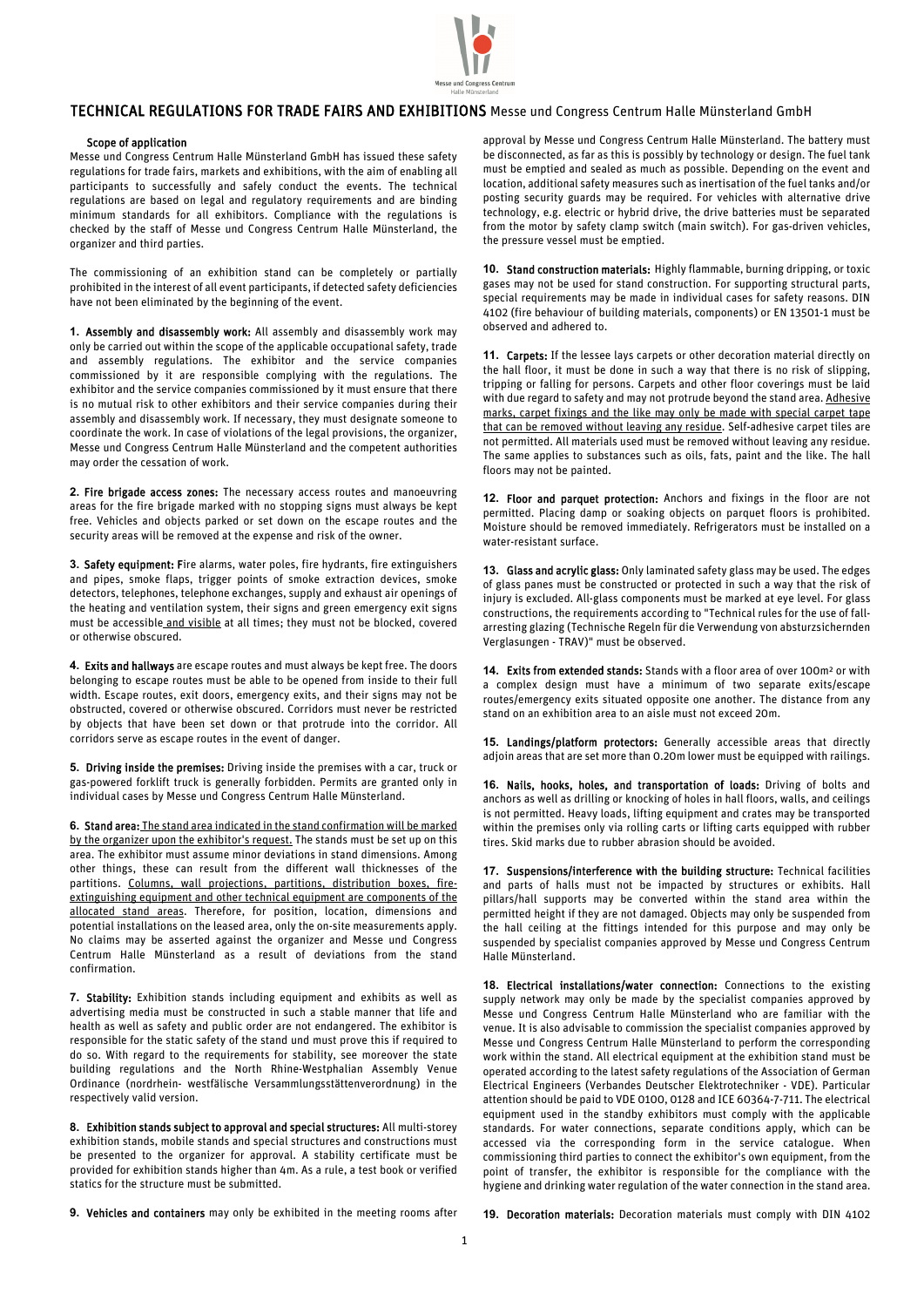# TECHNICAL REGULATIONS FOR TRADE FAIRS AND EXHIBITIONS Messe und Congress Centrum Halle Münsterland GmbH

## Scope of application

Messe und Congress Centrum Halle Münsterland GmbH has issued these safety regulations for trade fairs, markets and exhibitions, with the aim of enabling all participants to successfully and safely conduct the events. The technical regulations are based on legal and regulatory requirements and are binding minimum standards for all exhibitors. Compliance with the regulations is checked by the staff of Messe und Congress Centrum Halle Münsterland, the organizer and third parties.

The commissioning of an exhibition stand can be completely or partially prohibited in the interest of all event participants, if detected safety deficiencies have not been eliminated by the beginning of the event.

**1. Assembly and disassembly work:** All assembly and disassembly work may only be carried out within the scope of the applicable occupational safety, trade and assembly regulations. The exhibitor and the service companies commissioned by it are responsible complying with the regulations. The exhibitor and the service companies commissioned by it must ensure that there is no mutual risk to other exhibitors and their service companies during their assembly and disassembly work. If necessary, they must designate someone to coordinate the work. In case of violations of the legal provisions, the organizer, Messe und Congress Centrum Halle Münsterland and the competent authorities may order the cessation of work.

**2. Fire brigade access zones:** The necessary access routes and manoeuvring areas for the fire brigade marked with no stopping signs must always be kept free. Vehicles and objects parked or set down on the escape routes and the security areas will be removed at the expense and risk of the owner.

**3. Safety equipment:** Fire alarms, water poles, fire hydrants, fire extinguishers and pipes, smoke flaps, trigger points of smoke extraction devices, smoke detectors, telephones, telephone exchanges, supply and exhaust air openings of the heating and ventilation system, their signs and green emergency exit signs must be accessible and visible at all times; they must not be blocked, covered or otherwise obscured.

**4. Exits and hallways** are escape routes and must always be kept free. The doors belonging to escape routes must be able to be opened from inside to their full width. Escape routes, exit doors, emergency exits, and their signs may not be obstructed, covered or otherwise obscured. Corridors must never be restricted by objects that have been set down or that protrude into the corridor. All corridors serve as escape routes in the event of danger.

**5. Driving inside the premises:** Driving inside the premises with a car, truck or gas-powered forklift truck is generally forbidden. Permits are granted only in individual cases by Messe und Congress Centrum Halle Münsterland.

**6. Stand area:** The stand area indicated in the stand confirmation will be marked by the organizer upon the exhibitor's request. The stands must be set up on this area. The exhibitor must assume minor deviations in stand dimensions. Among other things, these can result from the different wall thicknesses of the partitions. Columns, wall projections, partitions, distribution boxes, fire-extinguishing equipment and other technical equipment are components of the allocated stand areas. Therefore, for position, location, dimensions and potential installations on the leased area, only the on-site measurements apply. No claims may be asserted against the organizer and Messe und Congress Centrum Halle Münsterland as a result of deviations from the stand confirmation.

**7. Stability:** Exhibition stands including equipment and exhibits as well as advertising media must be constructed in such a stable manner that life and health as well as safety and public order are not endangered. The exhibitor is responsible for the static safety of the stand und must prove this if required to do so. With regard to the requirements for stability, see moreover the state building regulations and the North Rhine-Westphalian Assembly Venue Ordinance (nordrhein- westfälische Versammlungsstättenverordnung) in the respectively valid version.

**8. Exhibition stands subject to approval and special structures:** All multi-storey exhibition stands, mobile stands and special structures and constructions must be presented to the organizer for approval. A stability certificate must be provided for exhibition stands higher than 4m. As a rule, a test book or verified statics for the structure must be submitted.

**9. Vehicles and containers** may only be exhibited in the meeting rooms after approval by Messe und Congress Centrum Halle Münsterland. The battery must be disconnected, as far as this is possibly by technology or design. The fuel tank must be emptied and sealed as much as possible. Depending on the event and location, additional safety measures such as inertisation of the fuel tanks and/or posting security guards may be required. For vehicles with alternative drive technology, e.g. electric or hybrid drive, the drive batteries must be separated from the motor by safety clamp switch (main switch). For gas-driven vehicles, the pressure vessel must be emptied.

**10. Stand construction materials:** Highly flammable, burning dripping, or toxic gases may not be used for stand construction. For supporting structural parts, special requirements may be made in individual cases for safety reasons. DIN 4102 (fire behaviour of building materials, components) or EN 13501-1 must be observed and adhered to.

**11. Carpets:** If the lessee lays carpets or other decoration material directly on the hall floor, it must be done in such a way that there is no risk of slipping, tripping or falling for persons. Carpets and other floor coverings must be laid with due regard to safety and may not protrude beyond the stand area. Adhesive marks, carpet fixings and the like may only be made with special carpet tape that can be removed without leaving any residue. Self-adhesive carpet tiles are not permitted. All materials used must be removed without leaving any residue. The same applies to substances such as oils, fats, paint and the like. The hall floors may not be painted.

**12. Floor and parquet protection:** Anchors and fixings in the floor are not permitted. Placing damp or soaking objects on parquet floors is prohibited. Moisture should be removed immediately. Refrigerators must be installed on a water-resistant surface.

**13. Glass and acrylic glass:** Only laminated safety glass may be used. The edges of glass panes must be constructed or protected in such a way that the risk of injury is excluded. All-glass components must be marked at eye level. For glass constructions, the requirements according to "Technical rules for the use of fall-arresting glazing (Technische Regeln für die Verwendung von absturzsichernden Verglasungen - TRAV)" must be observed.

**14. Exits from extended stands:** Stands with a floor area of over 100m² or with a complex design must have a minimum of two separate exits/escape routes/emergency exits situated opposite one another. The distance from any stand on an exhibition area to an aisle must not exceed 20m.

**15. Landings/platform protectors:** Generally accessible areas that directly adjoin areas that are set more than 0.20m lower must be equipped with railings.

**16. Nails, hooks, holes, and transportation of loads:** Driving of bolts and anchors as well as drilling or knocking of holes in hall floors, walls, and ceilings is not permitted. Heavy loads, lifting equipment and crates may be transported within the premises only via rolling carts or lifting carts equipped with rubber tires. Skid marks due to rubber abrasion should be avoided.

**17. Suspensions/interference with the building structure:** Technical facilities and parts of halls must not be impacted by structures or exhibits. Hall pillars/hall supports may be converted within the stand area within the permitted height if they are not damaged. Objects may only be suspended from the hall ceiling at the fittings intended for this purpose and may only be suspended by specialist companies approved by Messe und Congress Centrum Halle Münsterland.

**18. Electrical installations/water connection:** Connections to the existing supply network may only be made by the specialist companies approved by Messe und Congress Centrum Halle Münsterland who are familiar with the venue. It is also advisable to commission the specialist companies approved by Messe und Congress Centrum Halle Münsterland to perform the corresponding work within the stand. All electrical equipment at the exhibition stand must be operated according to the latest safety regulations of the Association of German Electrical Engineers (Verbandes Deutscher Elektrotechniker - VDE). Particular attention should be paid to VDE 0100, 0128 and ICE 60364-7-711. The electrical equipment used in the standby exhibitors must comply with the applicable standards. For water connections, separate conditions apply, which can be accessed via the corresponding form in the service catalogue. When commissioning third parties to connect the exhibitor's own equipment, from the point of transfer, the exhibitor is responsible for the compliance with the hygiene and drinking water regulation of the water connection in the stand area.

**19. Decoration materials:** Decoration materials must comply with DIN 4102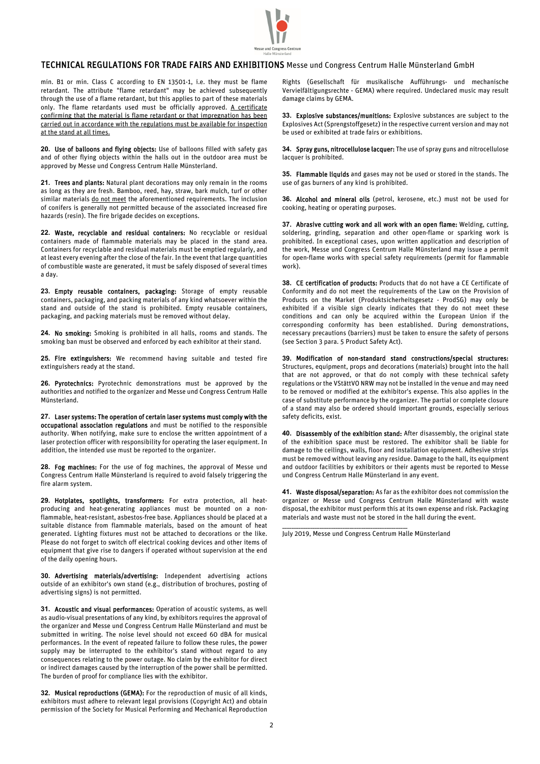min. B1 or min. Class C according to EN 13501-1, i.e. they must be flame retardant. The attribute "flame retardant" may be achieved subsequently through the use of a flame retardant, but this applies to part of these materials only. The flame retardants used must be officially approved. A certificate confirming that the material is flame retardant or that impregnation has been carried out in accordance with the regulations must be available for inspection at the stand at all times.

**20. Use of balloons and flying objects:** Use of balloons filled with safety gas and of other flying objects within the halls out in the outdoor area must be approved by Messe und Congress Centrum Halle Münsterland.

**21. Trees and plants:** Natural plant decorations may only remain in the rooms as long as they are fresh. Bamboo, reed, hay, straw, bark mulch, turf or other similar materials do not meet the aforementioned requirements. The inclusion of conifers is generally not permitted because of the associated increased fire hazards (resin). The fire brigade decides on exceptions.

**22. Waste, recyclable and residual containers:** No recyclable or residual containers made of flammable materials may be placed in the stand area. Containers for recyclable and residual materials must be emptied regularly, and at least every evening after the close of the fair. In the event that large quantities of combustible waste are generated, it must be safely disposed of several times a day.

**23. Empty reusable containers, packaging:** Storage of empty reusable containers, packaging, and packing materials of any kind whatsoever within the stand and outside of the stand is prohibited. Empty reusable containers, packaging, and packing materials must be removed without delay.

**24. No smoking:** Smoking is prohibited in all halls, rooms and stands. The smoking ban must be observed and enforced by each exhibitor at their stand.

**25. Fire extinguishers:** We recommend having suitable and tested fire extinguishers ready at the stand.

**26. Pyrotechnics:** Pyrotechnic demonstrations must be approved by the authorities and notified to the organizer and Messe und Congress Centrum Halle Münsterland.

**27. Laser systems: The operation of certain laser systems must comply with the occupational association regulations** and must be notified to the responsible authority. When notifying, make sure to enclose the written appointment of a laser protection officer with responsibility for operating the laser equipment. In addition, the intended use must be reported to the organizer.

**28. Fog machines:** For the use of fog machines, the approval of Messe und Congress Centrum Halle Münsterland is required to avoid falsely triggering the fire alarm system.

**29. Hotplates, spotlights, transformers:** For extra protection, all heat-producing and heat-generating appliances must be mounted on a non-flammable, heat-resistant, asbestos-free base. Appliances should be placed at a suitable distance from flammable materials, based on the amount of heat generated. Lighting fixtures must not be attached to decorations or the like. Please do not forget to switch off electrical cooking devices and other items of equipment that give rise to dangers if operated without supervision at the end of the daily opening hours.

**30. Advertising materials/advertising:** Independent advertising actions outside of an exhibitor's own stand (e.g., distribution of brochures, posting of advertising signs) is not permitted.

**31. Acoustic and visual performances:** Operation of acoustic systems, as well as audio-visual presentations of any kind, by exhibitors requires the approval of the organizer and Messe und Congress Centrum Halle Münsterland and must be submitted in writing. The noise level should not exceed 60 dBA for musical performances. In the event of repeated failure to follow these rules, the power supply may be interrupted to the exhibitor's stand without regard to any consequences relating to the power outage. No claim by the exhibitor for direct or indirect damages caused by the interruption of the power shall be permitted. The burden of proof for compliance lies with the exhibitor.

**32. Musical reproductions (GEMA):** For the reproduction of music of all kinds, exhibitors must adhere to relevant legal provisions (Copyright Act) and obtain permission of the Society for Musical Performing and Mechanical Reproduction Rights (Gesellschaft für musikalische Aufführungs- und mechanische Vervielfältigungsrechte - GEMA) where required. Undeclared music may result damage claims by GEMA.

**33. Explosive substances/munitions:** Explosive substances are subject to the Explosives Act (Sprengstoffgesetz) in the respective current version and may not be used or exhibited at trade fairs or exhibitions.

**34. Spray guns, nitrocellulose lacquer:** The use of spray guns and nitrocellulose lacquer is prohibited.

**35. Flammable liquids** and gases may not be used or stored in the stands. The use of gas burners of any kind is prohibited.

**36. Alcohol and mineral oils** (petrol, kerosene, etc.) must not be used for cooking, heating or operating purposes.

**37. Abrasive cutting work and all work with an open flame:** Welding, cutting, soldering, grinding, separation and other open-flame or sparking work is prohibited. In exceptional cases, upon written application and description of the work, Messe und Congress Centrum Halle Münsterland may issue a permit for open-flame works with special safety requirements (permit for flammable work).

**38. CE certification of products:** Products that do not have a CE Certificate of Conformity and do not meet the requirements of the Law on the Provision of Products on the Market (Produktsicherheitsgesetz - ProdSG) may only be exhibited if a visible sign clearly indicates that they do not meet these conditions and can only be acquired within the European Union if the corresponding conformity has been established. During demonstrations, necessary precautions (barriers) must be taken to ensure the safety of persons (see Section 3 para. 5 Product Safety Act).

**39. Modification of non-standard stand constructions/special structures:** Structures, equipment, props and decorations (materials) brought into the hall that are not approved, or that do not comply with these technical safety regulations or the VStättVO NRW may not be installed in the venue and may need to be removed or modified at the exhibitor's expense. This also applies in the case of substitute performance by the organizer. The partial or complete closure of a stand may also be ordered should important grounds, especially serious safety deficits, exist.

**40. Disassembly of the exhibition stand:** After disassembly, the original state of the exhibition space must be restored. The exhibitor shall be liable for damage to the ceilings, walls, floor and installation equipment. Adhesive strips must be removed without leaving any residue. Damage to the hall, its equipment and outdoor facilities by exhibitors or their agents must be reported to Messe und Congress Centrum Halle Münsterland in any event.

**41. Waste disposal/separation:** As far as the exhibitor does not commission the organizer or Messe und Congress Centrum Halle Münsterland with waste disposal, the exhibitor must perform this at its own expense and risk. Packaging materials and waste must not be stored in the hall during the event.

---

July 2019, Messe und Congress Centrum Halle Münsterland